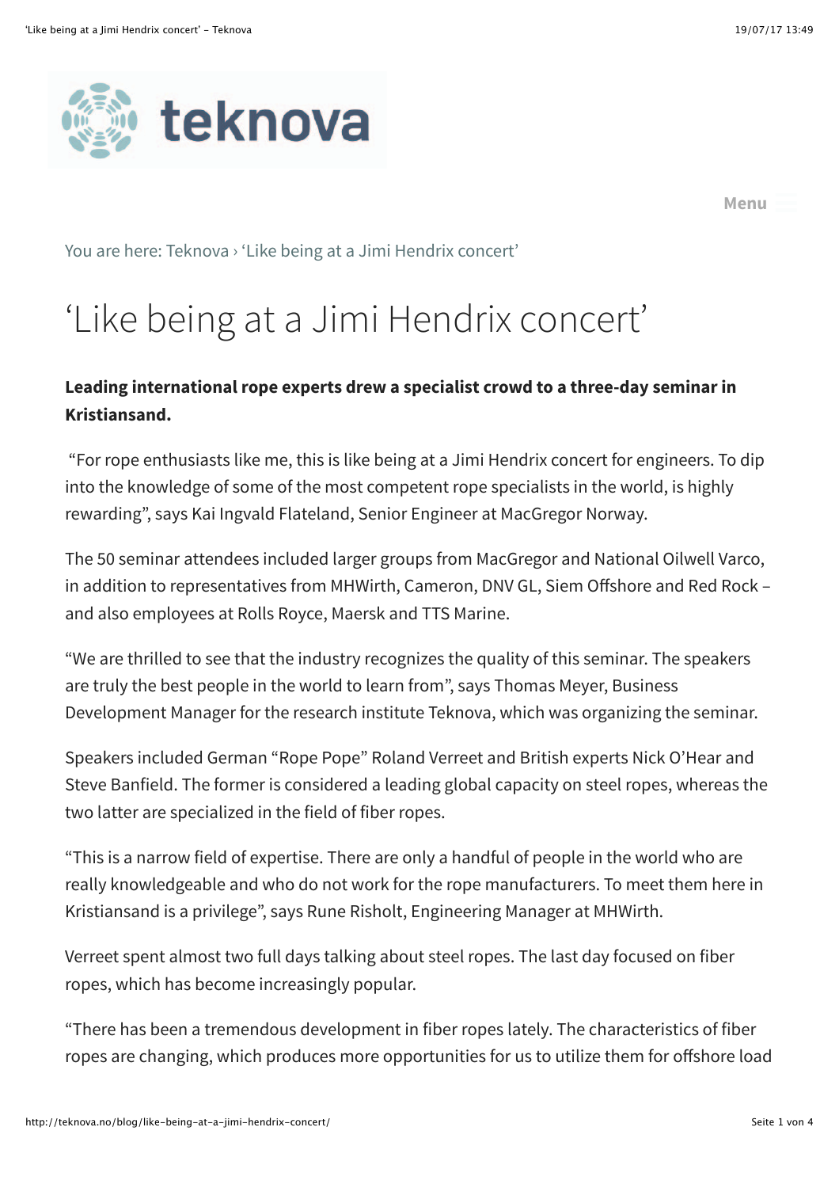teknova

Menu

You are here: Teknova › 'Like being at a Jimi Hendrix concert'

# 'Like being at a Jimi Hendrix concert'

**Leading international rope experts drew a specialist crowd to a three-day seminar in Kristiansand.**

"For rope enthusiasts like me, this is like being at a Jimi Hendrix concert for engineers. To dip into the knowledge of some of the most competent rope specialists in the world, is highly rewarding", says Kai Ingvald Flateland, Senior Engineer at MacGregor Norway.

The 50 seminar attendees included larger groups from MacGregor and National Oilwell Varco, in addition to representatives from MHWirth, Cameron, DNV GL, Siem Offshore and Red Rock – and also employees at Rolls Royce, Maersk and TTS Marine.

"We are thrilled to see that the industry recognizes the quality of this seminar. The speakers are truly the best people in the world to learn from", says Thomas Meyer, Business Development Manager for the research institute Teknova, which was organizing the seminar.

Speakers included German "Rope Pope" Roland Verreet and British experts Nick O'Hear and Steve Banfield. The former is considered a leading global capacity on steel ropes, whereas the two latter are specialized in the field of fiber ropes.

"This is a narrow field of expertise. There are only a handful of people in the world who are really knowledgeable and who do not work for the rope manufacturers. To meet them here in Kristiansand is a privilege", says Rune Risholt, Engineering Manager at MHWirth.

Verreet spent almost two full days talking about steel ropes. The last day focused on fiber ropes, which has become increasingly popular.

"There has been a tremendous development in fiber ropes lately. The characteristics of fiber ropes are changing, which produces more opportunities for us to utilize them for offshore load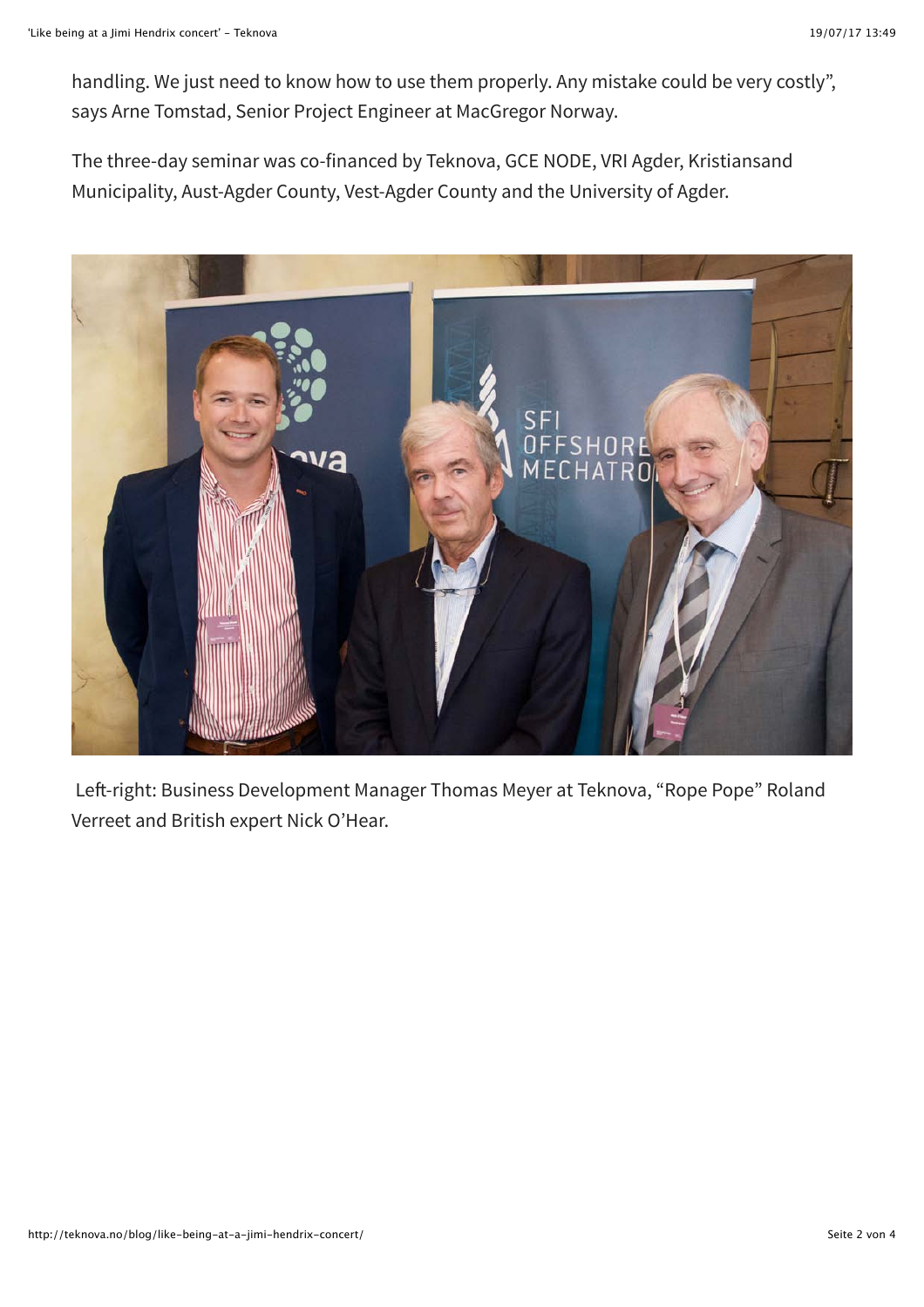handling. We just need to know how to use them properly. Any mistake could be very costly", says Arne Tomstad, Senior Project Engineer at MacGregor Norway.

The three-day seminar was co-financed by Teknova, GCE NODE, VRI Agder, Kristiansand Municipality, Aust-Agder County, Vest-Agder County and the University of Agder.

Left-right: Business Development Manager Thomas Meyer at Teknova, "Rope Pope" Roland Verreet and British expert Nick O'Hear.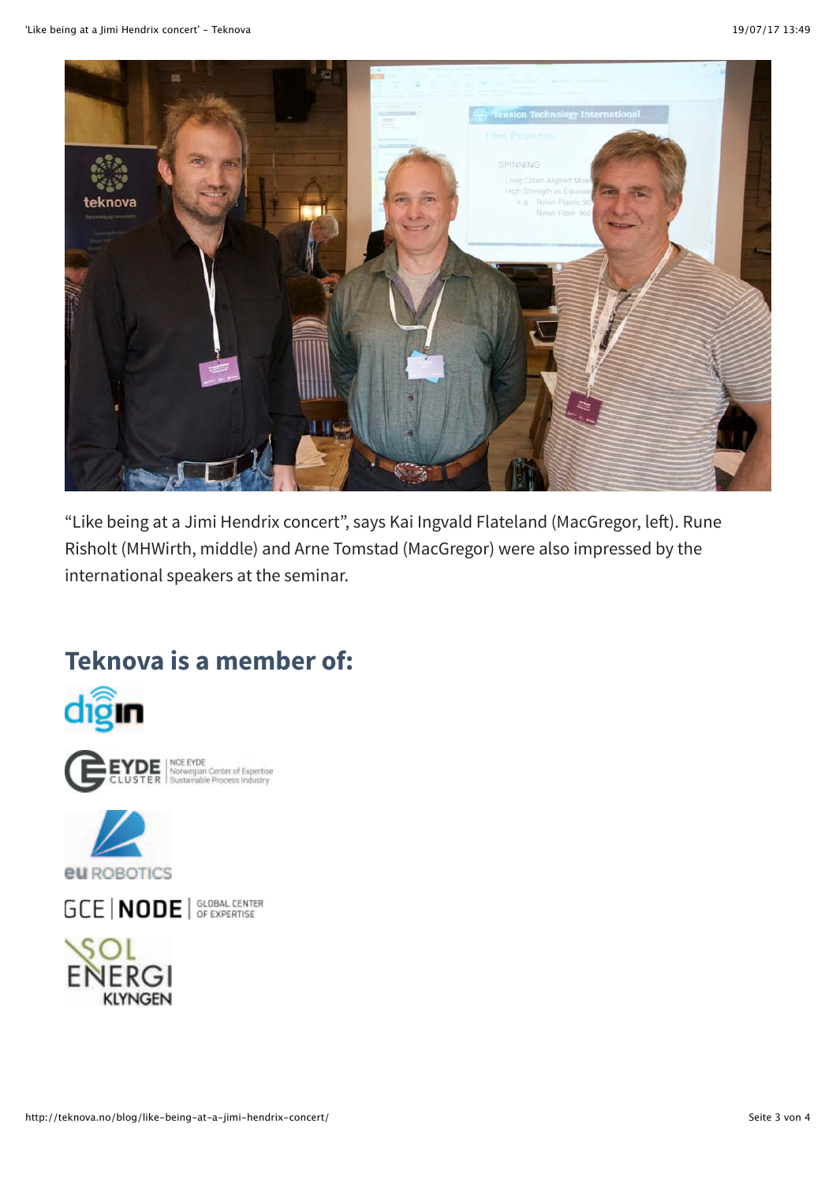"Like being at a Jimi Hendrix concert", says Kai Ingvald Flateland (MacGregor, left). Rune Risholt (MHWirth, middle) and Arne Tomstad (MacGregor) were also impressed by the international speakers at the seminar.

## Teknova is a member of: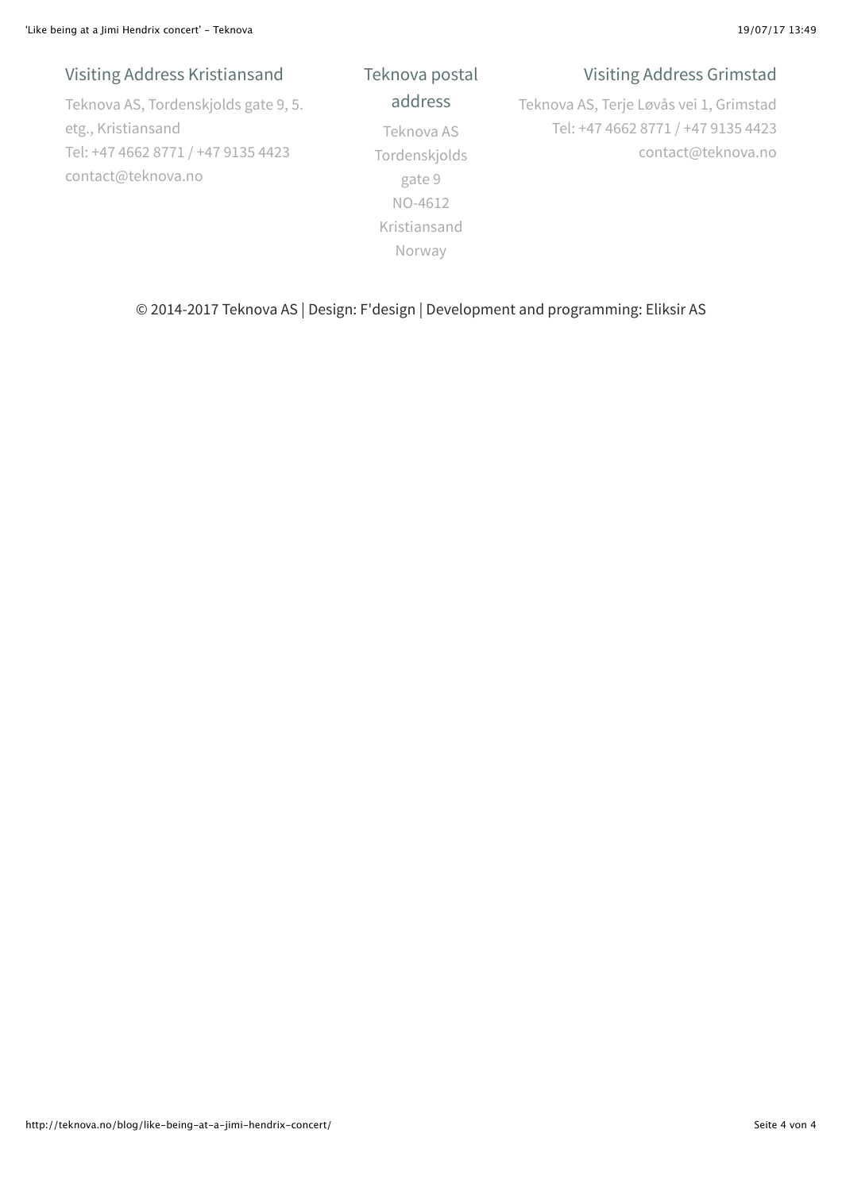### Visiting Address Kristiansand

Teknova AS, Tordenskjolds gate 9, 5. etg., Kristiansand
Tel: +47 4662 8771 / +47 9135 4423
contact@teknova.no

### Teknova postal address

Teknova AS
Tordenskjolds gate 9
NO-4612 Kristiansand
Norway

### Visiting Address Grimstad

Teknova AS, Terje Løvås vei 1, Grimstad
Tel: +47 4662 8771 / +47 9135 4423
contact@teknova.no

© 2014-2017 Teknova AS | Design: F'design | Development and programming: Eliksir AS